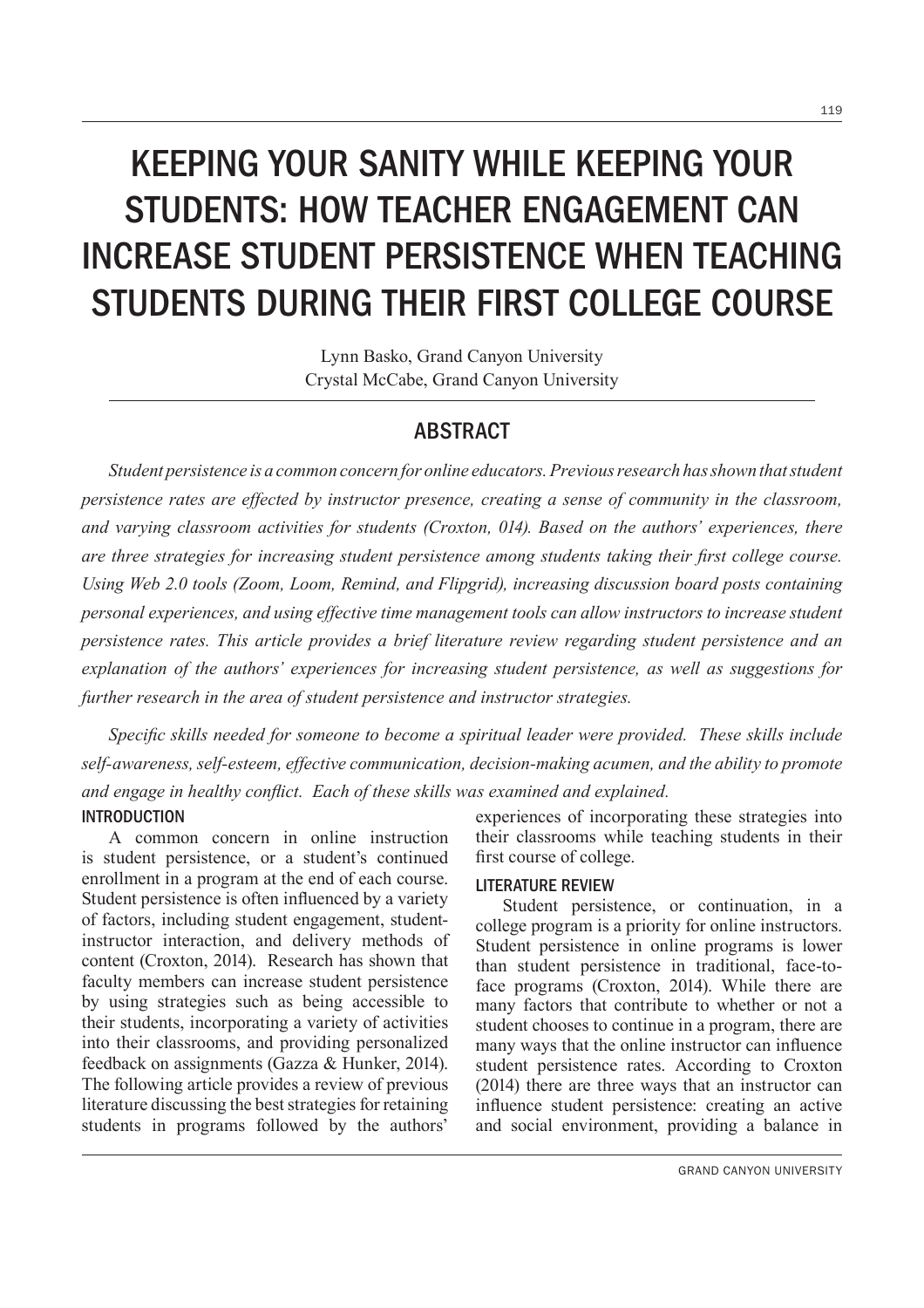# KEEPING YOUR SANITY WHILE KEEPING YOUR STUDENTS: HOW TEACHER ENGAGEMENT CAN INCREASE STUDENT PERSISTENCE WHEN TEACHING STUDENTS DURING THEIR FIRST COLLEGE COURSE

Lynn Basko, Grand Canyon University
Crystal McCabe, Grand Canyon University

## ABSTRACT

*Student persistence is a common concern for online educators. Previous research has shown that student persistence rates are effected by instructor presence, creating a sense of community in the classroom, and varying classroom activities for students (Croxton, 014). Based on the authors' experiences, there are three strategies for increasing student persistence among students taking their first college course. Using Web 2.0 tools (Zoom, Loom, Remind, and Flipgrid), increasing discussion board posts containing personal experiences, and using effective time management tools can allow instructors to increase student persistence rates. This article provides a brief literature review regarding student persistence and an explanation of the authors' experiences for increasing student persistence, as well as suggestions for further research in the area of student persistence and instructor strategies.*

*Specific skills needed for someone to become a spiritual leader were provided. These skills include self-awareness, self-esteem, effective communication, decision-making acumen, and the ability to promote and engage in healthy conflict. Each of these skills was examined and explained.*

### INTRODUCTION

A common concern in online instruction is student persistence, or a student's continued enrollment in a program at the end of each course. Student persistence is often influenced by a variety of factors, including student engagement, student-instructor interaction, and delivery methods of content (Croxton, 2014). Research has shown that faculty members can increase student persistence by using strategies such as being accessible to their students, incorporating a variety of activities into their classrooms, and providing personalized feedback on assignments (Gazza & Hunker, 2014). The following article provides a review of previous literature discussing the best strategies for retaining students in programs followed by the authors' experiences of incorporating these strategies into their classrooms while teaching students in their first course of college.

### LITERATURE REVIEW

Student persistence, or continuation, in a college program is a priority for online instructors. Student persistence in online programs is lower than student persistence in traditional, face-to-face programs (Croxton, 2014). While there are many factors that contribute to whether or not a student chooses to continue in a program, there are many ways that the online instructor can influence student persistence rates. According to Croxton (2014) there are three ways that an instructor can influence student persistence: creating an active and social environment, providing a balance in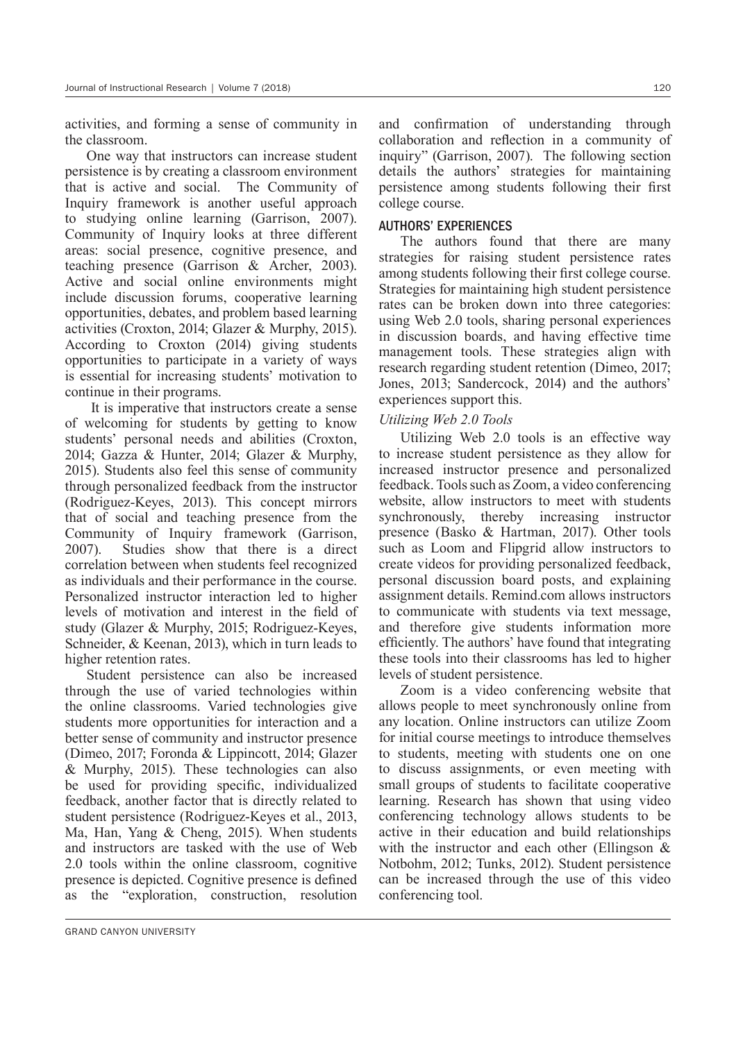activities, and forming a sense of community in the classroom.

One way that instructors can increase student persistence is by creating a classroom environment that is active and social. The Community of Inquiry framework is another useful approach to studying online learning (Garrison, 2007). Community of Inquiry looks at three different areas: social presence, cognitive presence, and teaching presence (Garrison & Archer, 2003). Active and social online environments might include discussion forums, cooperative learning opportunities, debates, and problem based learning activities (Croxton, 2014; Glazer & Murphy, 2015). According to Croxton (2014) giving students opportunities to participate in a variety of ways is essential for increasing students' motivation to continue in their programs.

It is imperative that instructors create a sense of welcoming for students by getting to know students' personal needs and abilities (Croxton, 2014; Gazza & Hunter, 2014; Glazer & Murphy, 2015). Students also feel this sense of community through personalized feedback from the instructor (Rodriguez-Keyes, 2013). This concept mirrors that of social and teaching presence from the Community of Inquiry framework (Garrison, 2007). Studies show that there is a direct correlation between when students feel recognized as individuals and their performance in the course. Personalized instructor interaction led to higher levels of motivation and interest in the field of study (Glazer & Murphy, 2015; Rodriguez-Keyes, Schneider, & Keenan, 2013), which in turn leads to higher retention rates.

Student persistence can also be increased through the use of varied technologies within the online classrooms. Varied technologies give students more opportunities for interaction and a better sense of community and instructor presence (Dimeo, 2017; Foronda & Lippincott, 2014; Glazer & Murphy, 2015). These technologies can also be used for providing specific, individualized feedback, another factor that is directly related to student persistence (Rodriguez-Keyes et al., 2013, Ma, Han, Yang & Cheng, 2015). When students and instructors are tasked with the use of Web 2.0 tools within the online classroom, cognitive presence is depicted. Cognitive presence is defined as the "exploration, construction, resolution and confirmation of understanding through collaboration and reflection in a community of inquiry" (Garrison, 2007). The following section details the authors' strategies for maintaining persistence among students following their first college course.

## AUTHORS' EXPERIENCES

The authors found that there are many strategies for raising student persistence rates among students following their first college course. Strategies for maintaining high student persistence rates can be broken down into three categories: using Web 2.0 tools, sharing personal experiences in discussion boards, and having effective time management tools. These strategies align with research regarding student retention (Dimeo, 2017; Jones, 2013; Sandercock, 2014) and the authors' experiences support this.

### *Utilizing Web 2.0 Tools*

Utilizing Web 2.0 tools is an effective way to increase student persistence as they allow for increased instructor presence and personalized feedback. Tools such as Zoom, a video conferencing website, allow instructors to meet with students synchronously, thereby increasing instructor presence (Basko & Hartman, 2017). Other tools such as Loom and Flipgrid allow instructors to create videos for providing personalized feedback, personal discussion board posts, and explaining assignment details. Remind.com allows instructors to communicate with students via text message, and therefore give students information more efficiently. The authors' have found that integrating these tools into their classrooms has led to higher levels of student persistence.

Zoom is a video conferencing website that allows people to meet synchronously online from any location. Online instructors can utilize Zoom for initial course meetings to introduce themselves to students, meeting with students one on one to discuss assignments, or even meeting with small groups of students to facilitate cooperative learning. Research has shown that using video conferencing technology allows students to be active in their education and build relationships with the instructor and each other (Ellingson & Notbohm, 2012; Tunks, 2012). Student persistence can be increased through the use of this video conferencing tool.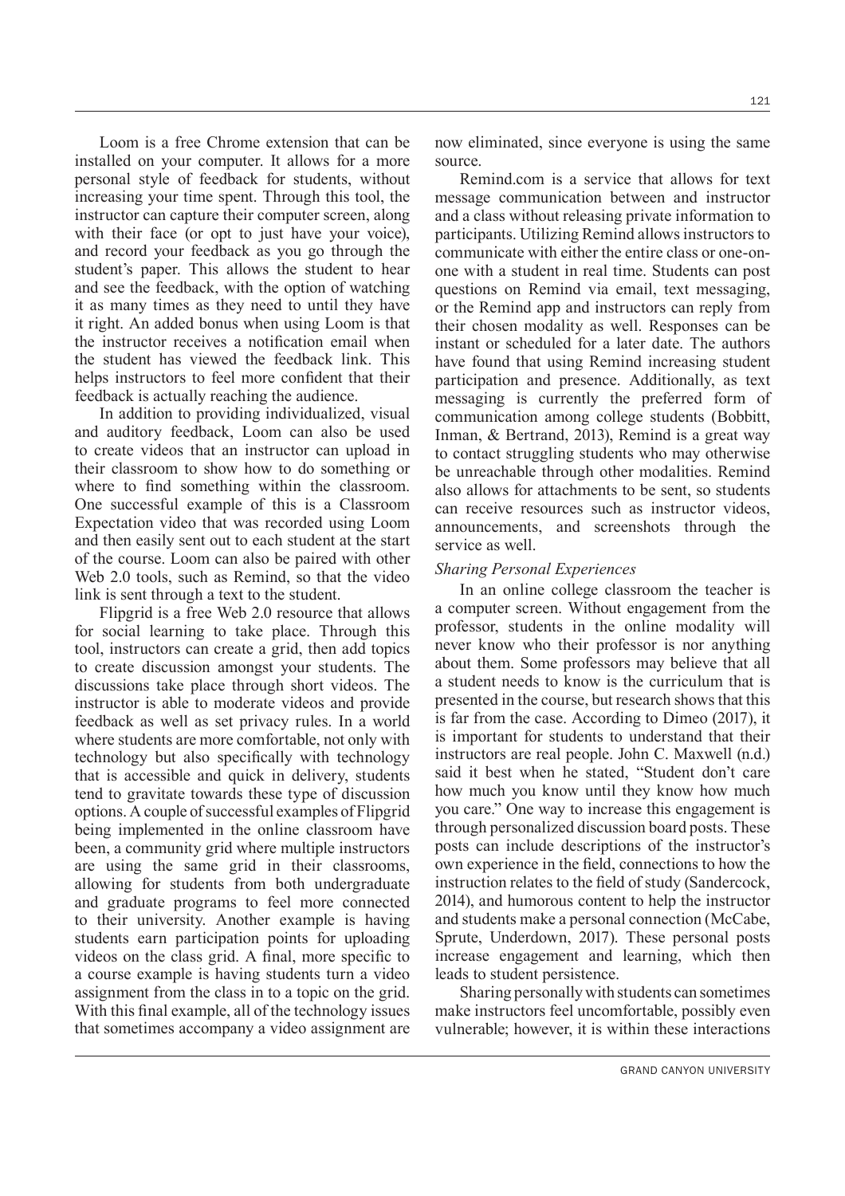Loom is a free Chrome extension that can be installed on your computer. It allows for a more personal style of feedback for students, without increasing your time spent. Through this tool, the instructor can capture their computer screen, along with their face (or opt to just have your voice), and record your feedback as you go through the student's paper. This allows the student to hear and see the feedback, with the option of watching it as many times as they need to until they have it right. An added bonus when using Loom is that the instructor receives a notification email when the student has viewed the feedback link. This helps instructors to feel more confident that their feedback is actually reaching the audience.

In addition to providing individualized, visual and auditory feedback, Loom can also be used to create videos that an instructor can upload in their classroom to show how to do something or where to find something within the classroom. One successful example of this is a Classroom Expectation video that was recorded using Loom and then easily sent out to each student at the start of the course. Loom can also be paired with other Web 2.0 tools, such as Remind, so that the video link is sent through a text to the student.

Flipgrid is a free Web 2.0 resource that allows for social learning to take place. Through this tool, instructors can create a grid, then add topics to create discussion amongst your students. The discussions take place through short videos. The instructor is able to moderate videos and provide feedback as well as set privacy rules. In a world where students are more comfortable, not only with technology but also specifically with technology that is accessible and quick in delivery, students tend to gravitate towards these type of discussion options. A couple of successful examples of Flipgrid being implemented in the online classroom have been, a community grid where multiple instructors are using the same grid in their classrooms, allowing for students from both undergraduate and graduate programs to feel more connected to their university. Another example is having students earn participation points for uploading videos on the class grid. A final, more specific to a course example is having students turn a video assignment from the class in to a topic on the grid. With this final example, all of the technology issues that sometimes accompany a video assignment are now eliminated, since everyone is using the same source.

Remind.com is a service that allows for text message communication between and instructor and a class without releasing private information to participants. Utilizing Remind allows instructors to communicate with either the entire class or one-on-one with a student in real time. Students can post questions on Remind via email, text messaging, or the Remind app and instructors can reply from their chosen modality as well. Responses can be instant or scheduled for a later date. The authors have found that using Remind increasing student participation and presence. Additionally, as text messaging is currently the preferred form of communication among college students (Bobbitt, Inman, & Bertrand, 2013), Remind is a great way to contact struggling students who may otherwise be unreachable through other modalities. Remind also allows for attachments to be sent, so students can receive resources such as instructor videos, announcements, and screenshots through the service as well.

*Sharing Personal Experiences*

In an online college classroom the teacher is a computer screen. Without engagement from the professor, students in the online modality will never know who their professor is nor anything about them. Some professors may believe that all a student needs to know is the curriculum that is presented in the course, but research shows that this is far from the case. According to Dimeo (2017), it is important for students to understand that their instructors are real people. John C. Maxwell (n.d.) said it best when he stated, "Student don't care how much you know until they know how much you care." One way to increase this engagement is through personalized discussion board posts. These posts can include descriptions of the instructor's own experience in the field, connections to how the instruction relates to the field of study (Sandercock, 2014), and humorous content to help the instructor and students make a personal connection (McCabe, Sprute, Underdown, 2017). These personal posts increase engagement and learning, which then leads to student persistence.

Sharing personally with students can sometimes make instructors feel uncomfortable, possibly even vulnerable; however, it is within these interactions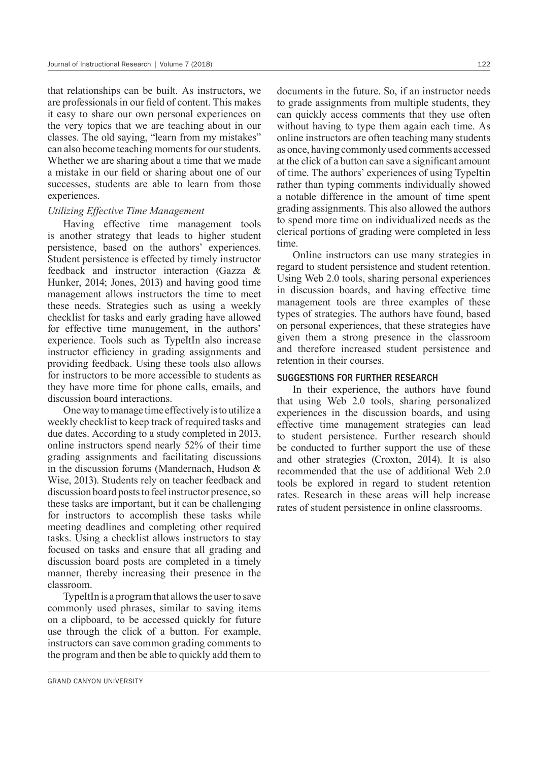that relationships can be built. As instructors, we are professionals in our field of content. This makes it easy to share our own personal experiences on the very topics that we are teaching about in our classes. The old saying, "learn from my mistakes" can also become teaching moments for our students. Whether we are sharing about a time that we made a mistake in our field or sharing about one of our successes, students are able to learn from those experiences.

### *Utilizing Effective Time Management*

Having effective time management tools is another strategy that leads to higher student persistence, based on the authors' experiences. Student persistence is effected by timely instructor feedback and instructor interaction (Gazza & Hunker, 2014; Jones, 2013) and having good time management allows instructors the time to meet these needs. Strategies such as using a weekly checklist for tasks and early grading have allowed for effective time management, in the authors' experience. Tools such as TypeItIn also increase instructor efficiency in grading assignments and providing feedback. Using these tools also allows for instructors to be more accessible to students as they have more time for phone calls, emails, and discussion board interactions.

One way to manage time effectively is to utilize a weekly checklist to keep track of required tasks and due dates. According to a study completed in 2013, online instructors spend nearly 52% of their time grading assignments and facilitating discussions in the discussion forums (Mandernach, Hudson & Wise, 2013). Students rely on teacher feedback and discussion board posts to feel instructor presence, so these tasks are important, but it can be challenging for instructors to accomplish these tasks while meeting deadlines and completing other required tasks. Using a checklist allows instructors to stay focused on tasks and ensure that all grading and discussion board posts are completed in a timely manner, thereby increasing their presence in the classroom.

TypeItIn is a program that allows the user to save commonly used phrases, similar to saving items on a clipboard, to be accessed quickly for future use through the click of a button. For example, instructors can save common grading comments to the program and then be able to quickly add them to documents in the future. So, if an instructor needs to grade assignments from multiple students, they can quickly access comments that they use often without having to type them again each time. As online instructors are often teaching many students as once, having commonly used comments accessed at the click of a button can save a significant amount of time. The authors' experiences of using TypeItin rather than typing comments individually showed a notable difference in the amount of time spent grading assignments. This also allowed the authors to spend more time on individualized needs as the clerical portions of grading were completed in less time.

Online instructors can use many strategies in regard to student persistence and student retention. Using Web 2.0 tools, sharing personal experiences in discussion boards, and having effective time management tools are three examples of these types of strategies. The authors have found, based on personal experiences, that these strategies have given them a strong presence in the classroom and therefore increased student persistence and retention in their courses.

## SUGGESTIONS FOR FURTHER RESEARCH

In their experience, the authors have found that using Web 2.0 tools, sharing personalized experiences in the discussion boards, and using effective time management strategies can lead to student persistence. Further research should be conducted to further support the use of these and other strategies (Croxton, 2014). It is also recommended that the use of additional Web 2.0 tools be explored in regard to student retention rates. Research in these areas will help increase rates of student persistence in online classrooms.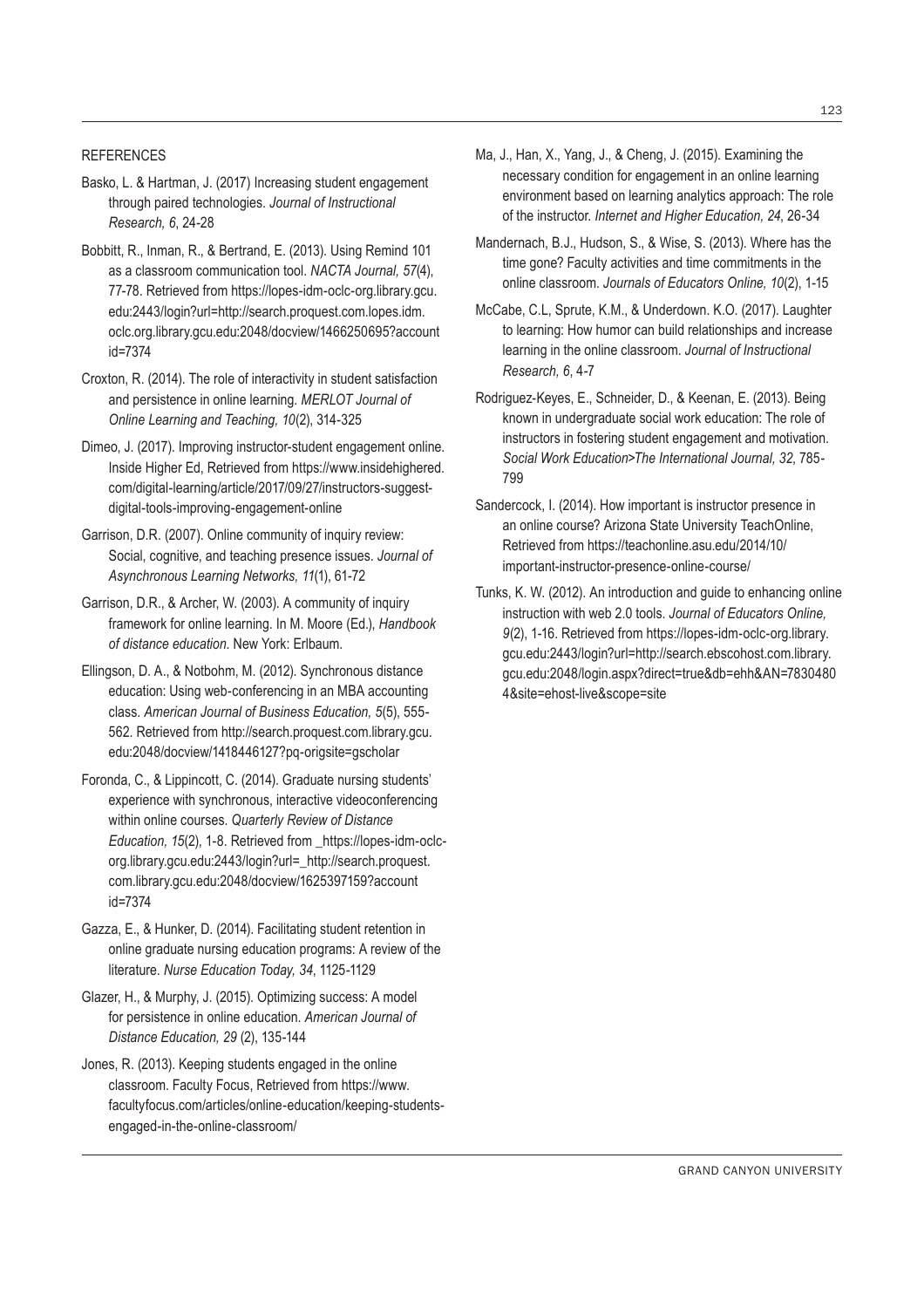REFERENCES

Basko, L. & Hartman, J. (2017) Increasing student engagement through paired technologies. *Journal of Instructional Research, 6*, 24-28

Bobbitt, R., Inman, R., & Bertrand, E. (2013). Using Remind 101 as a classroom communication tool. *NACTA Journal, 57*(4), 77-78. Retrieved from https://lopes-idm-oclc-org.library.gcu.edu:2443/login?url=http://search.proquest.com.lopes.idm.oclc.org.library.gcu.edu:2048/docview/1466250695?accountid=7374

Croxton, R. (2014). The role of interactivity in student satisfaction and persistence in online learning. *MERLOT Journal of Online Learning and Teaching, 10*(2), 314-325

Dimeo, J. (2017). Improving instructor-student engagement online. Inside Higher Ed, Retrieved from https://www.insidehighered.com/digital-learning/article/2017/09/27/instructors-suggest-digital-tools-improving-engagement-online

Garrison, D.R. (2007). Online community of inquiry review: Social, cognitive, and teaching presence issues. *Journal of Asynchronous Learning Networks, 11*(1), 61-72

Garrison, D.R., & Archer, W. (2003). A community of inquiry framework for online learning. In M. Moore (Ed.), *Handbook of distance education*. New York: Erlbaum.

Ellingson, D. A., & Notbohm, M. (2012). Synchronous distance education: Using web-conferencing in an MBA accounting class. *American Journal of Business Education, 5*(5), 555-562. Retrieved from http://search.proquest.com.library.gcu.edu:2048/docview/1418446127?pq-origsite=gscholar

Foronda, C., & Lippincott, C. (2014). Graduate nursing students' experience with synchronous, interactive videoconferencing within online courses. *Quarterly Review of Distance Education, 15*(2), 1-8. Retrieved from _https://lopes-idm-oclc-org.library.gcu.edu:2443/login?url=_http://search.proquest.com.library.gcu.edu:2048/docview/1625397159?accountid=7374

Gazza, E., & Hunker, D. (2014). Facilitating student retention in online graduate nursing education programs: A review of the literature. *Nurse Education Today, 34*, 1125-1129

Glazer, H., & Murphy, J. (2015). Optimizing success: A model for persistence in online education. *American Journal of Distance Education, 29* (2), 135-144

Jones, R. (2013). Keeping students engaged in the online classroom. Faculty Focus, Retrieved from https://www.facultyfocus.com/articles/online-education/keeping-students-engaged-in-the-online-classroom/

Ma, J., Han, X., Yang, J., & Cheng, J. (2015). Examining the necessary condition for engagement in an online learning environment based on learning analytics approach: The role of the instructor. *Internet and Higher Education, 24*, 26-34

Mandernach, B.J., Hudson, S., & Wise, S. (2013). Where has the time gone? Faculty activities and time commitments in the online classroom. *Journals of Educators Online, 10*(2), 1-15

McCabe, C.L, Sprute, K.M., & Underdown. K.O. (2017). Laughter to learning: How humor can build relationships and increase learning in the online classroom. *Journal of Instructional Research, 6*, 4-7

Rodriguez-Keyes, E., Schneider, D., & Keenan, E. (2013). Being known in undergraduate social work education: The role of instructors in fostering student engagement and motivation. *Social Work Education>The International Journal, 32*, 785-799

Sandercock, I. (2014). How important is instructor presence in an online course? Arizona State University TeachOnline, Retrieved from https://teachonline.asu.edu/2014/10/important-instructor-presence-online-course/

Tunks, K. W. (2012). An introduction and guide to enhancing online instruction with web 2.0 tools. *Journal of Educators Online, 9*(2), 1-16. Retrieved from https://lopes-idm-oclc-org.library.gcu.edu:2443/login?url=http://search.ebscohost.com.library.gcu.edu:2048/login.aspx?direct=true&db=ehh&AN=78304804&site=ehost-live&scope=site